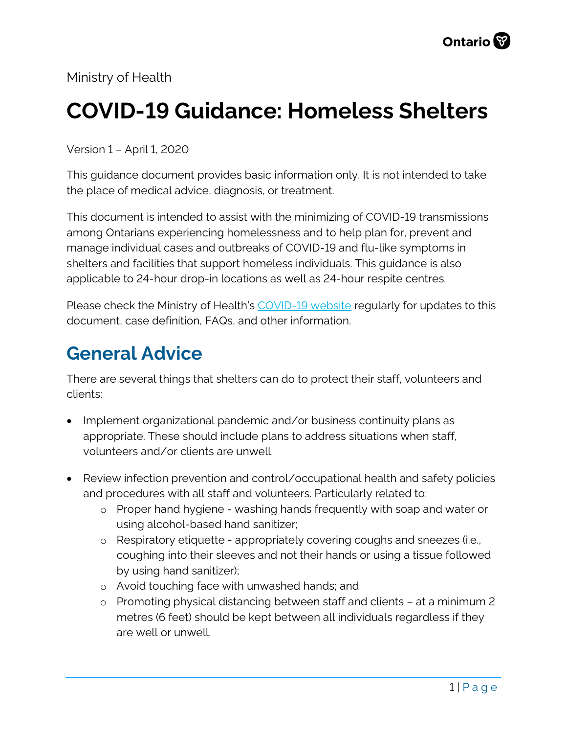Ministry of Health

# COVID-19 Guidance: Homeless Shelters

Version 1 – April 1, 2020

This guidance document provides basic information only. It is not intended to take the place of medical advice, diagnosis, or treatment.

This document is intended to assist with the minimizing of COVID-19 transmissions among Ontarians experiencing homelessness and to help plan for, prevent and manage individual cases and outbreaks of COVID-19 and flu-like symptoms in shelters and facilities that support homeless individuals. This guidance is also applicable to 24-hour drop-in locations as well as 24-hour respite centres.

Please check the Ministry of Health's [COVID-19 website](#) regularly for updates to this document, case definition, FAQs, and other information.

## General Advice

There are several things that shelters can do to protect their staff, volunteers and clients:

- Implement organizational pandemic and/or business continuity plans as appropriate. These should include plans to address situations when staff, volunteers and/or clients are unwell.
- Review infection prevention and control/occupational health and safety policies and procedures with all staff and volunteers. Particularly related to:
  - Proper hand hygiene - washing hands frequently with soap and water or using alcohol-based hand sanitizer;
  - Respiratory etiquette - appropriately covering coughs and sneezes (i.e., coughing into their sleeves and not their hands or using a tissue followed by using hand sanitizer);
  - Avoid touching face with unwashed hands; and
  - Promoting physical distancing between staff and clients – at a minimum 2 metres (6 feet) should be kept between all individuals regardless if they are well or unwell.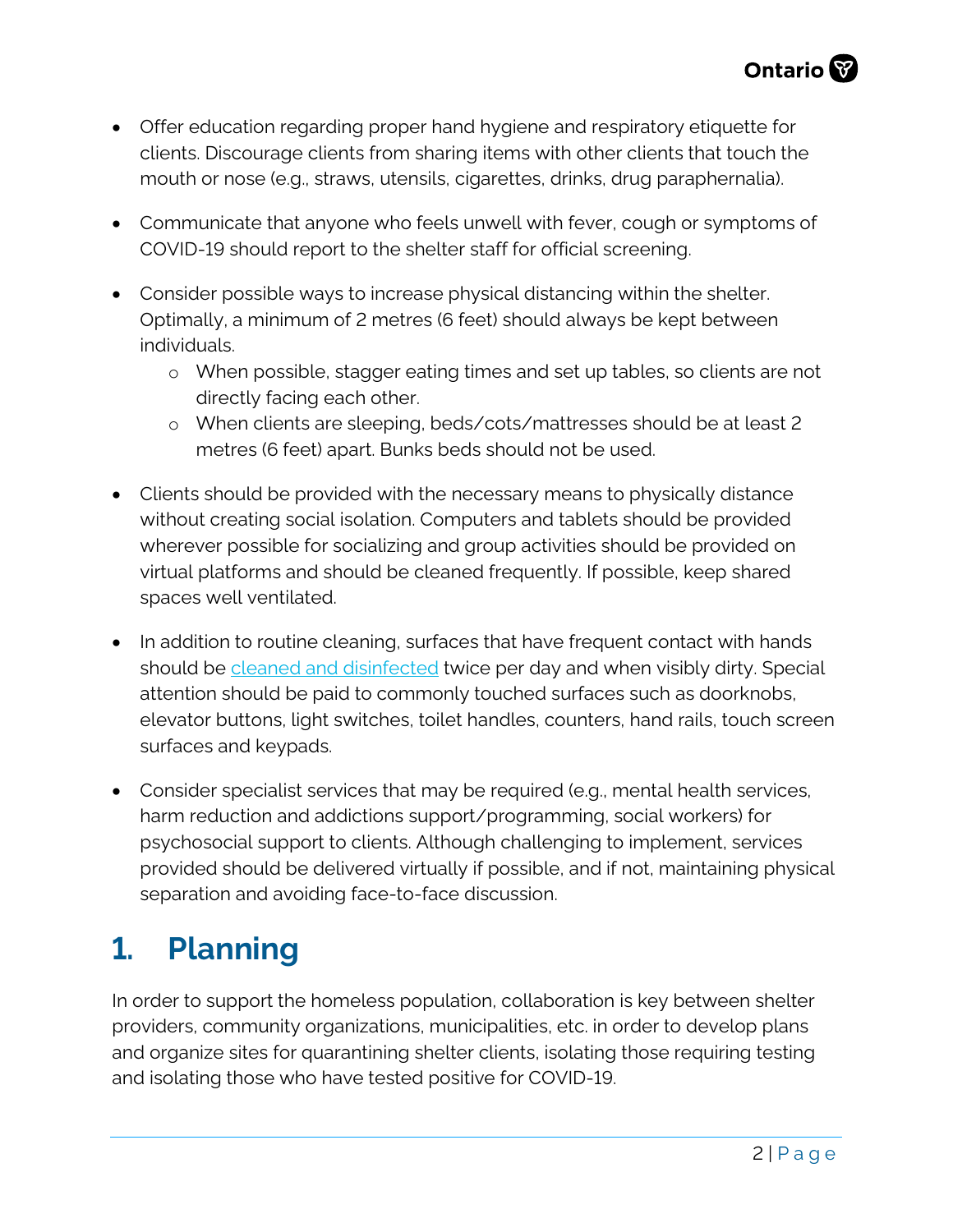- Offer education regarding proper hand hygiene and respiratory etiquette for clients. Discourage clients from sharing items with other clients that touch the mouth or nose (e.g., straws, utensils, cigarettes, drinks, drug paraphernalia).
- Communicate that anyone who feels unwell with fever, cough or symptoms of COVID-19 should report to the shelter staff for official screening.
- Consider possible ways to increase physical distancing within the shelter. Optimally, a minimum of 2 metres (6 feet) should always be kept between individuals.
  - When possible, stagger eating times and set up tables, so clients are not directly facing each other.
  - When clients are sleeping, beds/cots/mattresses should be at least 2 metres (6 feet) apart. Bunks beds should not be used.
- Clients should be provided with the necessary means to physically distance without creating social isolation. Computers and tablets should be provided wherever possible for socializing and group activities should be provided on virtual platforms and should be cleaned frequently. If possible, keep shared spaces well ventilated.
- In addition to routine cleaning, surfaces that have frequent contact with hands should be cleaned and disinfected twice per day and when visibly dirty. Special attention should be paid to commonly touched surfaces such as doorknobs, elevator buttons, light switches, toilet handles, counters, hand rails, touch screen surfaces and keypads.
- Consider specialist services that may be required (e.g., mental health services, harm reduction and addictions support/programming, social workers) for psychosocial support to clients. Although challenging to implement, services provided should be delivered virtually if possible, and if not, maintaining physical separation and avoiding face-to-face discussion.

# 1. Planning

In order to support the homeless population, collaboration is key between shelter providers, community organizations, municipalities, etc. in order to develop plans and organize sites for quarantining shelter clients, isolating those requiring testing and isolating those who have tested positive for COVID-19.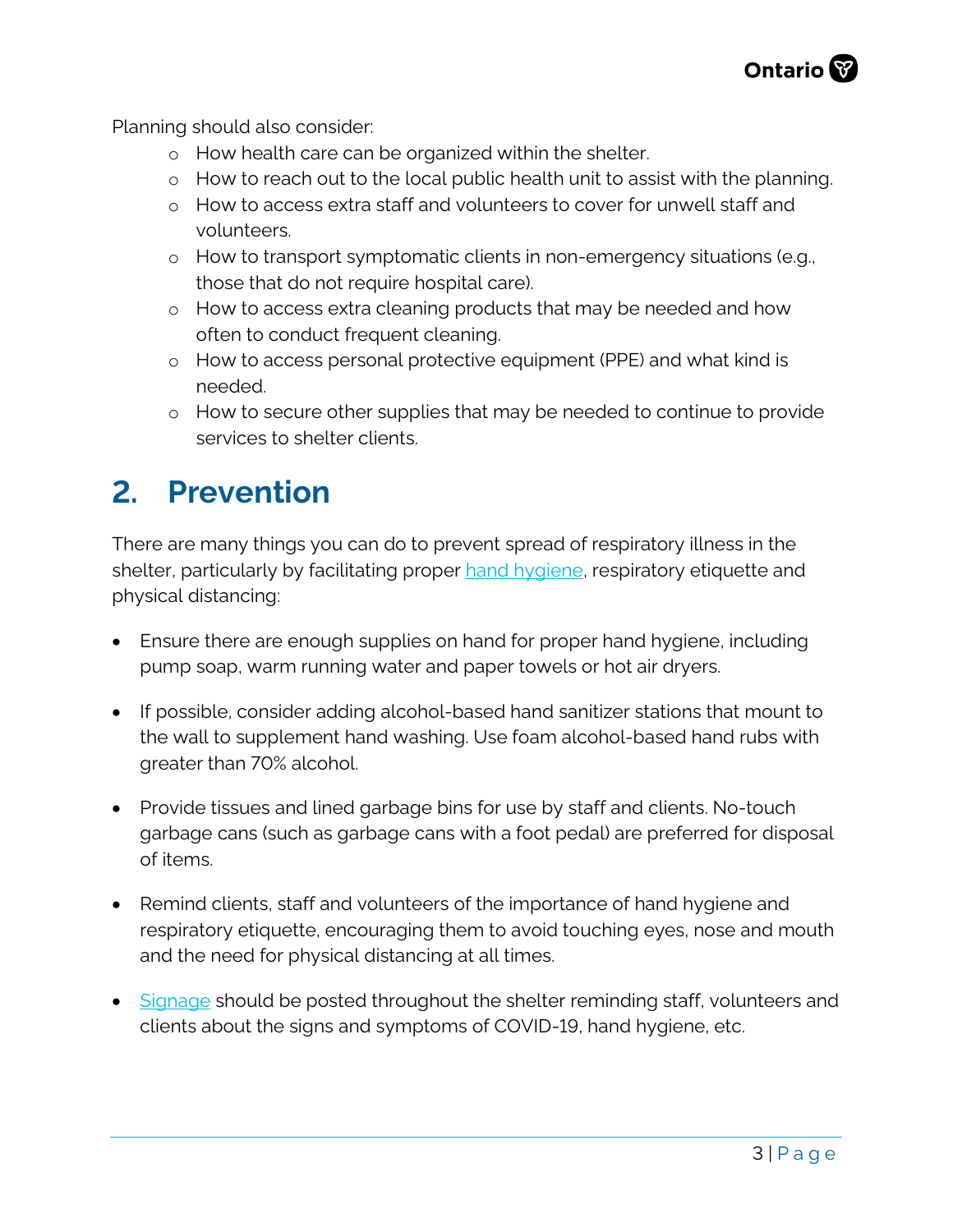Planning should also consider:

- How health care can be organized within the shelter.
- How to reach out to the local public health unit to assist with the planning.
- How to access extra staff and volunteers to cover for unwell staff and volunteers.
- How to transport symptomatic clients in non-emergency situations (e.g., those that do not require hospital care).
- How to access extra cleaning products that may be needed and how often to conduct frequent cleaning.
- How to access personal protective equipment (PPE) and what kind is needed.
- How to secure other supplies that may be needed to continue to provide services to shelter clients.

## 2. Prevention

There are many things you can do to prevent spread of respiratory illness in the shelter, particularly by facilitating proper hand hygiene, respiratory etiquette and physical distancing:

- Ensure there are enough supplies on hand for proper hand hygiene, including pump soap, warm running water and paper towels or hot air dryers.
- If possible, consider adding alcohol-based hand sanitizer stations that mount to the wall to supplement hand washing. Use foam alcohol-based hand rubs with greater than 70% alcohol.
- Provide tissues and lined garbage bins for use by staff and clients. No-touch garbage cans (such as garbage cans with a foot pedal) are preferred for disposal of items.
- Remind clients, staff and volunteers of the importance of hand hygiene and respiratory etiquette, encouraging them to avoid touching eyes, nose and mouth and the need for physical distancing at all times.
- Signage should be posted throughout the shelter reminding staff, volunteers and clients about the signs and symptoms of COVID-19, hand hygiene, etc.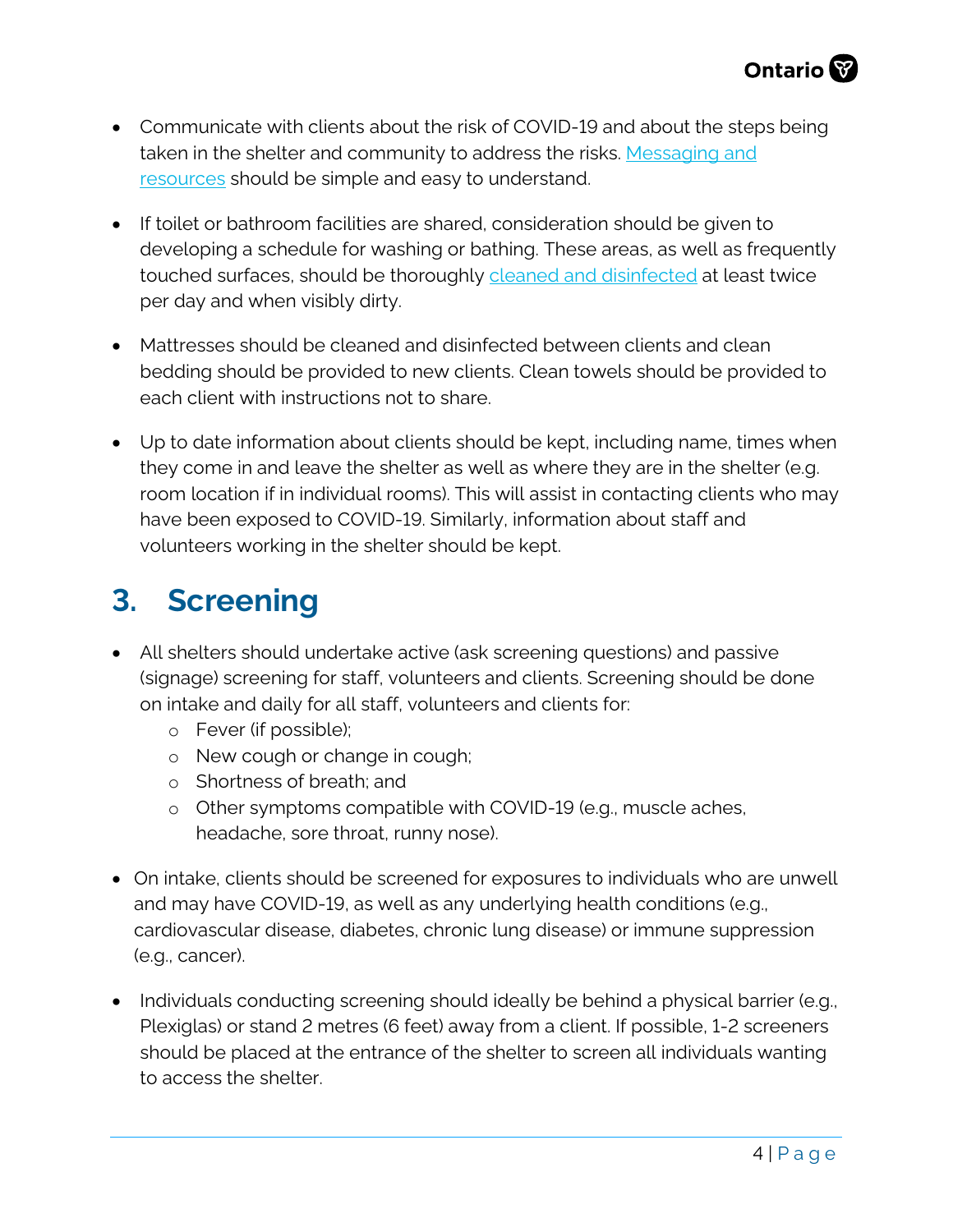- Communicate with clients about the risk of COVID-19 and about the steps being taken in the shelter and community to address the risks. Messaging and resources should be simple and easy to understand.

- If toilet or bathroom facilities are shared, consideration should be given to developing a schedule for washing or bathing. These areas, as well as frequently touched surfaces, should be thoroughly cleaned and disinfected at least twice per day and when visibly dirty.

- Mattresses should be cleaned and disinfected between clients and clean bedding should be provided to new clients. Clean towels should be provided to each client with instructions not to share.

- Up to date information about clients should be kept, including name, times when they come in and leave the shelter as well as where they are in the shelter (e.g. room location if in individual rooms). This will assist in contacting clients who may have been exposed to COVID-19. Similarly, information about staff and volunteers working in the shelter should be kept.

## 3. Screening

- All shelters should undertake active (ask screening questions) and passive (signage) screening for staff, volunteers and clients. Screening should be done on intake and daily for all staff, volunteers and clients for:
  - Fever (if possible);
  - New cough or change in cough;
  - Shortness of breath; and
  - Other symptoms compatible with COVID-19 (e.g., muscle aches, headache, sore throat, runny nose).

- On intake, clients should be screened for exposures to individuals who are unwell and may have COVID-19, as well as any underlying health conditions (e.g., cardiovascular disease, diabetes, chronic lung disease) or immune suppression (e.g., cancer).

- Individuals conducting screening should ideally be behind a physical barrier (e.g., Plexiglas) or stand 2 metres (6 feet) away from a client. If possible, 1-2 screeners should be placed at the entrance of the shelter to screen all individuals wanting to access the shelter.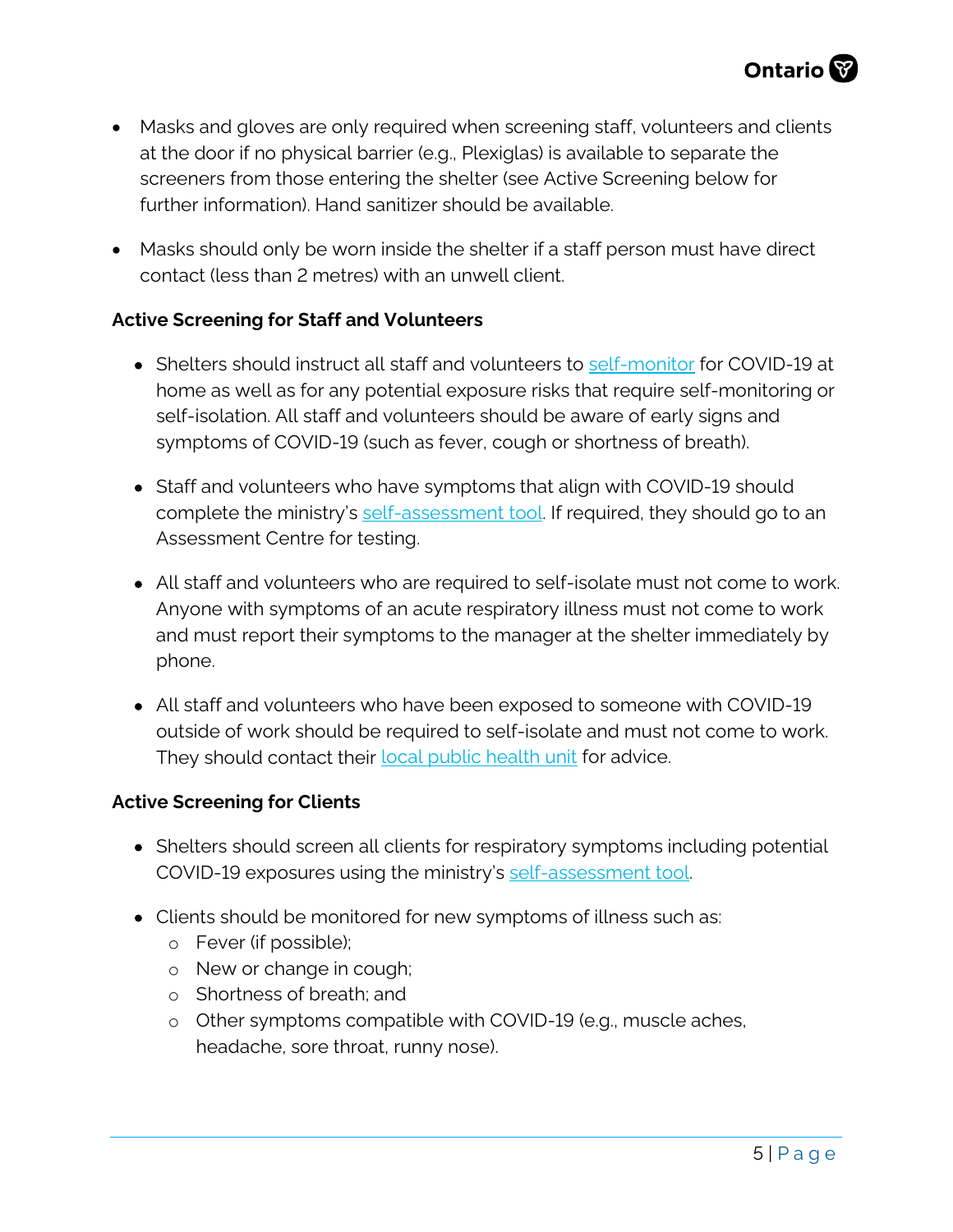- Masks and gloves are only required when screening staff, volunteers and clients at the door if no physical barrier (e.g., Plexiglas) is available to separate the screeners from those entering the shelter (see Active Screening below for further information). Hand sanitizer should be available.

- Masks should only be worn inside the shelter if a staff person must have direct contact (less than 2 metres) with an unwell client.

**Active Screening for Staff and Volunteers**

- Shelters should instruct all staff and volunteers to self-monitor for COVID-19 at home as well as for any potential exposure risks that require self-monitoring or self-isolation. All staff and volunteers should be aware of early signs and symptoms of COVID-19 (such as fever, cough or shortness of breath).

- Staff and volunteers who have symptoms that align with COVID-19 should complete the ministry's self-assessment tool. If required, they should go to an Assessment Centre for testing.

- All staff and volunteers who are required to self-isolate must not come to work. Anyone with symptoms of an acute respiratory illness must not come to work and must report their symptoms to the manager at the shelter immediately by phone.

- All staff and volunteers who have been exposed to someone with COVID-19 outside of work should be required to self-isolate and must not come to work. They should contact their local public health unit for advice.

**Active Screening for Clients**

- Shelters should screen all clients for respiratory symptoms including potential COVID-19 exposures using the ministry's self-assessment tool.

- Clients should be monitored for new symptoms of illness such as:
  - Fever (if possible);
  - New or change in cough;
  - Shortness of breath; and
  - Other symptoms compatible with COVID-19 (e.g., muscle aches, headache, sore throat, runny nose).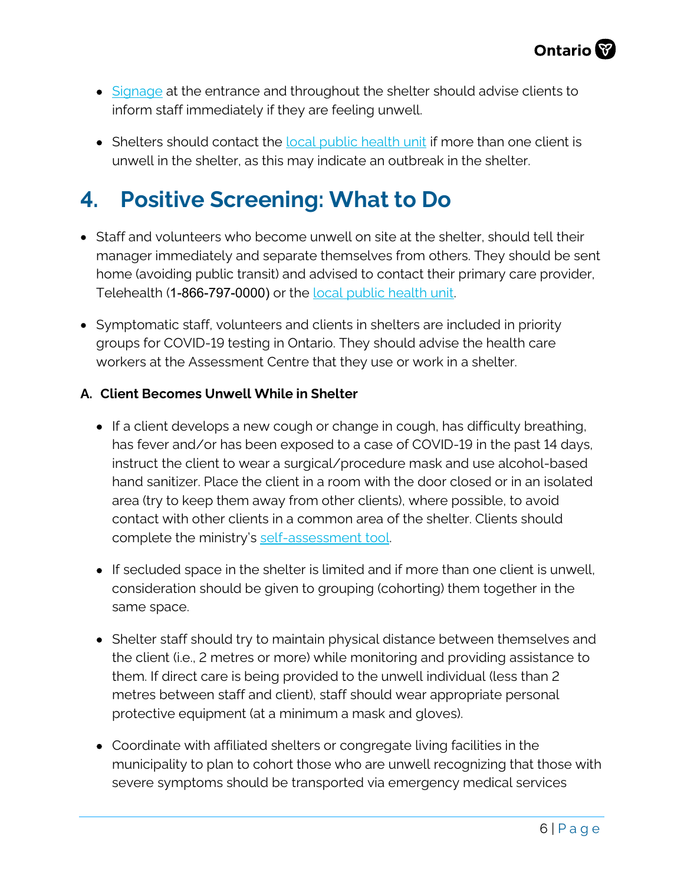- Signage at the entrance and throughout the shelter should advise clients to inform staff immediately if they are feeling unwell.

- Shelters should contact the local public health unit if more than one client is unwell in the shelter, as this may indicate an outbreak in the shelter.

# 4. Positive Screening: What to Do

- Staff and volunteers who become unwell on site at the shelter, should tell their manager immediately and separate themselves from others. They should be sent home (avoiding public transit) and advised to contact their primary care provider, Telehealth (1-866-797-0000) or the local public health unit.

- Symptomatic staff, volunteers and clients in shelters are included in priority groups for COVID-19 testing in Ontario. They should advise the health care workers at the Assessment Centre that they use or work in a shelter.

### A. Client Becomes Unwell While in Shelter

- If a client develops a new cough or change in cough, has difficulty breathing, has fever and/or has been exposed to a case of COVID-19 in the past 14 days, instruct the client to wear a surgical/procedure mask and use alcohol-based hand sanitizer. Place the client in a room with the door closed or in an isolated area (try to keep them away from other clients), where possible, to avoid contact with other clients in a common area of the shelter. Clients should complete the ministry's self-assessment tool.

- If secluded space in the shelter is limited and if more than one client is unwell, consideration should be given to grouping (cohorting) them together in the same space.

- Shelter staff should try to maintain physical distance between themselves and the client (i.e., 2 metres or more) while monitoring and providing assistance to them. If direct care is being provided to the unwell individual (less than 2 metres between staff and client), staff should wear appropriate personal protective equipment (at a minimum a mask and gloves).

- Coordinate with affiliated shelters or congregate living facilities in the municipality to plan to cohort those who are unwell recognizing that those with severe symptoms should be transported via emergency medical services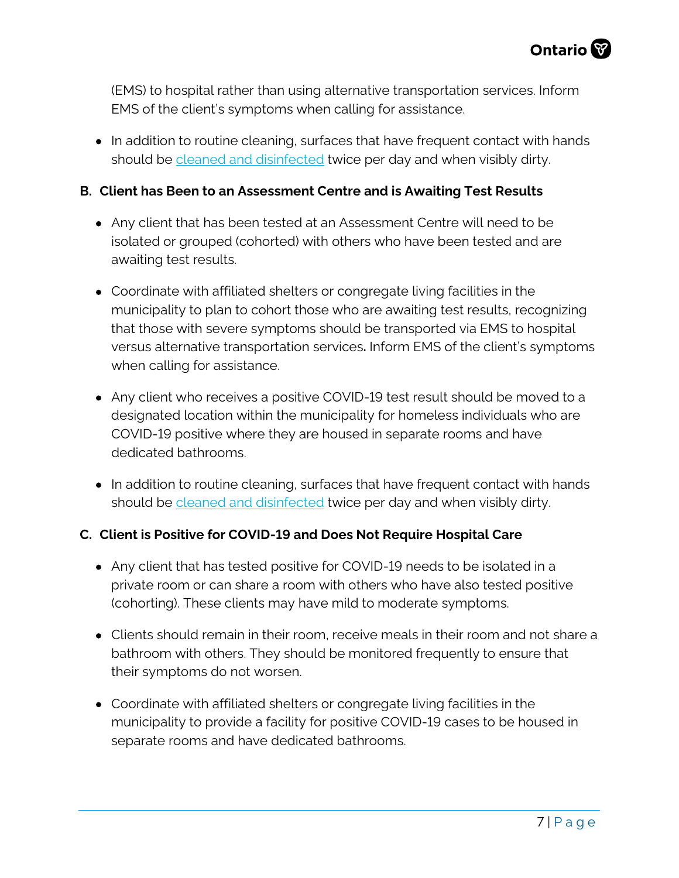(EMS) to hospital rather than using alternative transportation services. Inform EMS of the client's symptoms when calling for assistance.

- In addition to routine cleaning, surfaces that have frequent contact with hands should be cleaned and disinfected twice per day and when visibly dirty.

**B. Client has Been to an Assessment Centre and is Awaiting Test Results**

- Any client that has been tested at an Assessment Centre will need to be isolated or grouped (cohorted) with others who have been tested and are awaiting test results.
- Coordinate with affiliated shelters or congregate living facilities in the municipality to plan to cohort those who are awaiting test results, recognizing that those with severe symptoms should be transported via EMS to hospital versus alternative transportation services**.** Inform EMS of the client's symptoms when calling for assistance.
- Any client who receives a positive COVID-19 test result should be moved to a designated location within the municipality for homeless individuals who are COVID-19 positive where they are housed in separate rooms and have dedicated bathrooms.
- In addition to routine cleaning, surfaces that have frequent contact with hands should be cleaned and disinfected twice per day and when visibly dirty.

**C. Client is Positive for COVID-19 and Does Not Require Hospital Care**

- Any client that has tested positive for COVID-19 needs to be isolated in a private room or can share a room with others who have also tested positive (cohorting). These clients may have mild to moderate symptoms.
- Clients should remain in their room, receive meals in their room and not share a bathroom with others. They should be monitored frequently to ensure that their symptoms do not worsen.
- Coordinate with affiliated shelters or congregate living facilities in the municipality to provide a facility for positive COVID-19 cases to be housed in separate rooms and have dedicated bathrooms.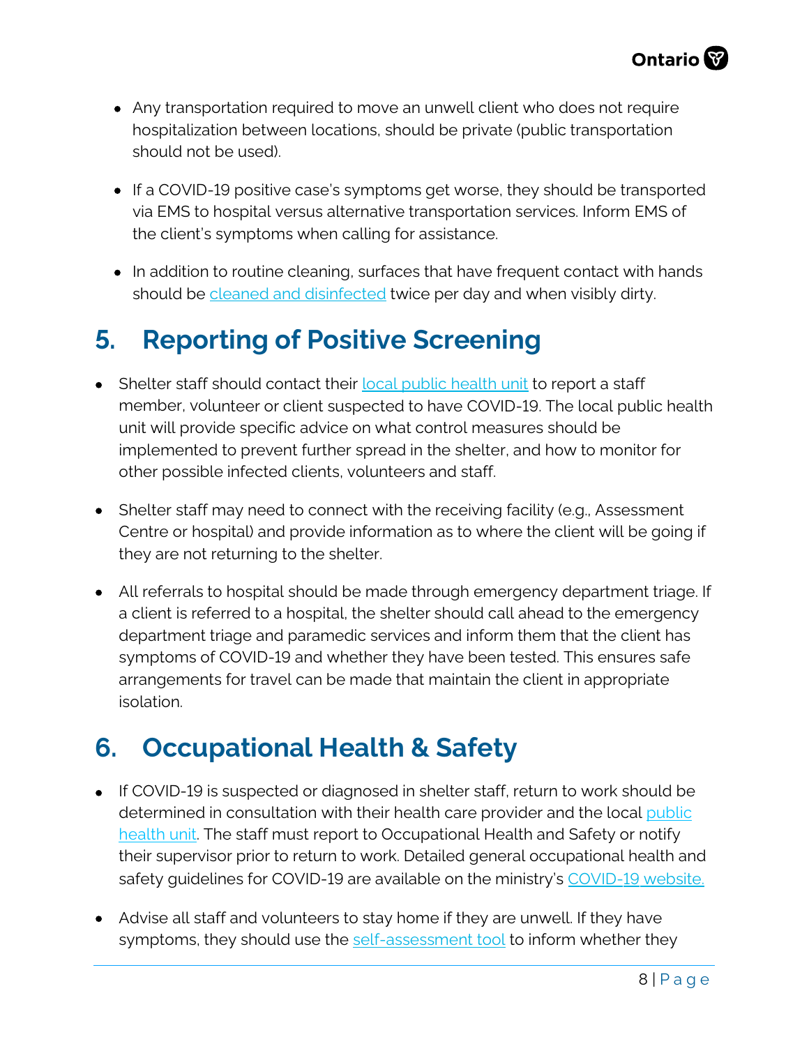- Any transportation required to move an unwell client who does not require hospitalization between locations, should be private (public transportation should not be used).

- If a COVID-19 positive case's symptoms get worse, they should be transported via EMS to hospital versus alternative transportation services. Inform EMS of the client's symptoms when calling for assistance.

- In addition to routine cleaning, surfaces that have frequent contact with hands should be cleaned and disinfected twice per day and when visibly dirty.

## 5. Reporting of Positive Screening

- Shelter staff should contact their local public health unit to report a staff member, volunteer or client suspected to have COVID-19. The local public health unit will provide specific advice on what control measures should be implemented to prevent further spread in the shelter, and how to monitor for other possible infected clients, volunteers and staff.

- Shelter staff may need to connect with the receiving facility (e.g., Assessment Centre or hospital) and provide information as to where the client will be going if they are not returning to the shelter.

- All referrals to hospital should be made through emergency department triage. If a client is referred to a hospital, the shelter should call ahead to the emergency department triage and paramedic services and inform them that the client has symptoms of COVID-19 and whether they have been tested. This ensures safe arrangements for travel can be made that maintain the client in appropriate isolation.

## 6. Occupational Health & Safety

- If COVID-19 is suspected or diagnosed in shelter staff, return to work should be determined in consultation with their health care provider and the local public health unit. The staff must report to Occupational Health and Safety or notify their supervisor prior to return to work. Detailed general occupational health and safety guidelines for COVID-19 are available on the ministry's COVID-19 website.

- Advise all staff and volunteers to stay home if they are unwell. If they have symptoms, they should use the self-assessment tool to inform whether they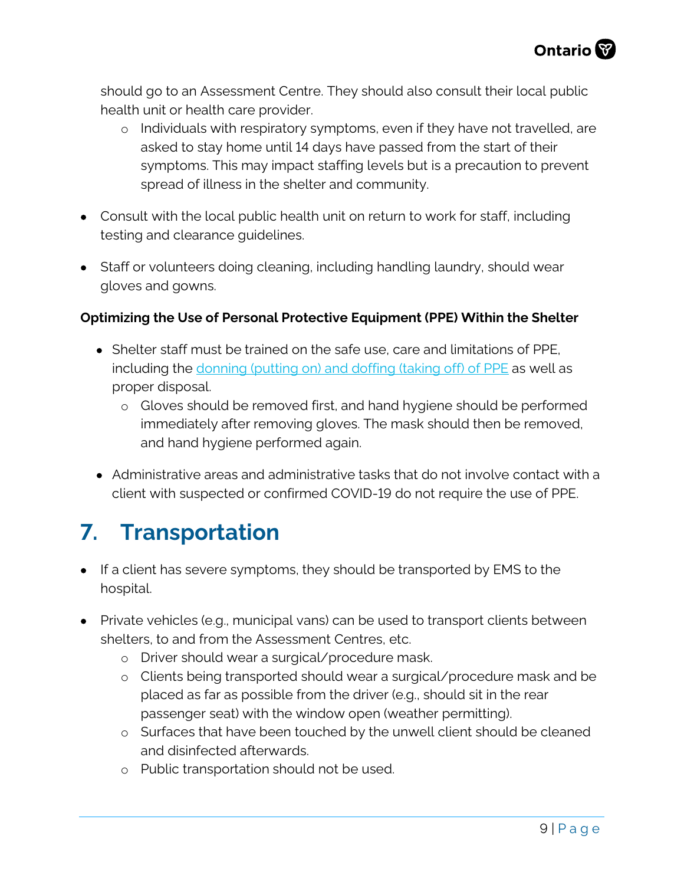should go to an Assessment Centre. They should also consult their local public health unit or health care provider.

  - Individuals with respiratory symptoms, even if they have not travelled, are asked to stay home until 14 days have passed from the start of their symptoms. This may impact staffing levels but is a precaution to prevent spread of illness in the shelter and community.

- Consult with the local public health unit on return to work for staff, including testing and clearance guidelines.

- Staff or volunteers doing cleaning, including handling laundry, should wear gloves and gowns.

**Optimizing the Use of Personal Protective Equipment (PPE) Within the Shelter**

- Shelter staff must be trained on the safe use, care and limitations of PPE, including the donning (putting on) and doffing (taking off) of PPE as well as proper disposal.
  - Gloves should be removed first, and hand hygiene should be performed immediately after removing gloves. The mask should then be removed, and hand hygiene performed again.

- Administrative areas and administrative tasks that do not involve contact with a client with suspected or confirmed COVID-19 do not require the use of PPE.

# 7. Transportation

- If a client has severe symptoms, they should be transported by EMS to the hospital.

- Private vehicles (e.g., municipal vans) can be used to transport clients between shelters, to and from the Assessment Centres, etc.
  - Driver should wear a surgical/procedure mask.
  - Clients being transported should wear a surgical/procedure mask and be placed as far as possible from the driver (e.g., should sit in the rear passenger seat) with the window open (weather permitting).
  - Surfaces that have been touched by the unwell client should be cleaned and disinfected afterwards.
  - Public transportation should not be used.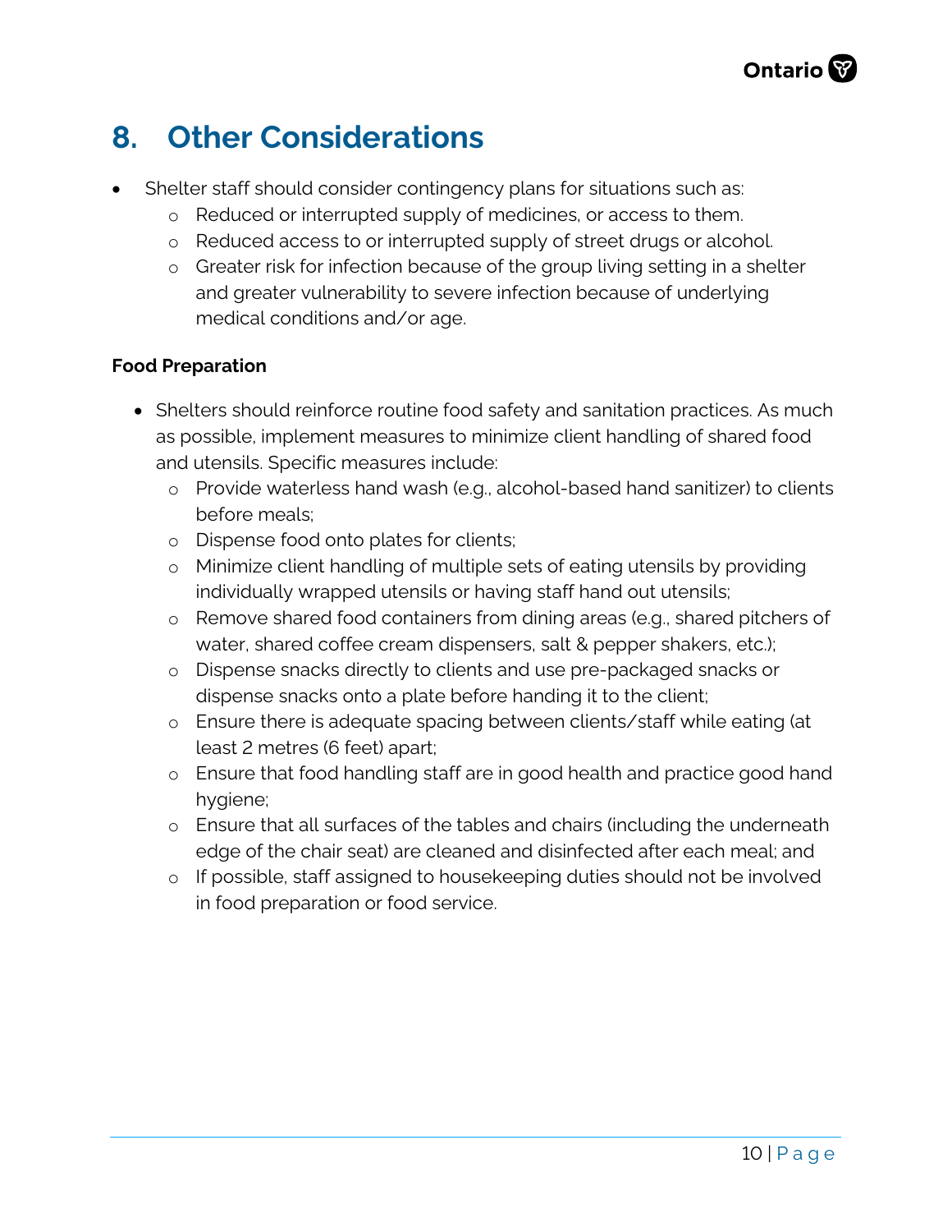## 8. Other Considerations

- Shelter staff should consider contingency plans for situations such as:
  - Reduced or interrupted supply of medicines, or access to them.
  - Reduced access to or interrupted supply of street drugs or alcohol.
  - Greater risk for infection because of the group living setting in a shelter and greater vulnerability to severe infection because of underlying medical conditions and/or age.

**Food Preparation**

- Shelters should reinforce routine food safety and sanitation practices. As much as possible, implement measures to minimize client handling of shared food and utensils. Specific measures include:
  - Provide waterless hand wash (e.g., alcohol-based hand sanitizer) to clients before meals;
  - Dispense food onto plates for clients;
  - Minimize client handling of multiple sets of eating utensils by providing individually wrapped utensils or having staff hand out utensils;
  - Remove shared food containers from dining areas (e.g., shared pitchers of water, shared coffee cream dispensers, salt & pepper shakers, etc.);
  - Dispense snacks directly to clients and use pre-packaged snacks or dispense snacks onto a plate before handing it to the client;
  - Ensure there is adequate spacing between clients/staff while eating (at least 2 metres (6 feet) apart;
  - Ensure that food handling staff are in good health and practice good hand hygiene;
  - Ensure that all surfaces of the tables and chairs (including the underneath edge of the chair seat) are cleaned and disinfected after each meal; and
  - If possible, staff assigned to housekeeping duties should not be involved in food preparation or food service.